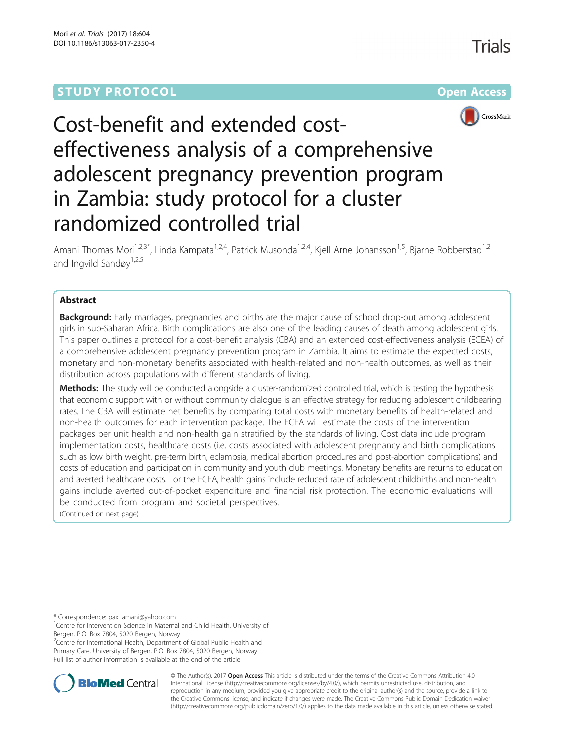STUDY PROTOCOL Open Access

# Cost-benefit and extended cost-effectiveness analysis of a comprehensive adolescent pregnancy prevention program in Zambia: study protocol for a cluster randomized controlled trial

Amani Thomas Mori[1,2,3*], Linda Kampata[1,2,4], Patrick Musonda[1,2,4], Kjell Arne Johansson[1,5], Bjarne Robberstad[1,2] and Ingvild Sandøy[1,2,5]

## Abstract

**Background:** Early marriages, pregnancies and births are the major cause of school drop-out among adolescent girls in sub-Saharan Africa. Birth complications are also one of the leading causes of death among adolescent girls. This paper outlines a protocol for a cost-benefit analysis (CBA) and an extended cost-effectiveness analysis (ECEA) of a comprehensive adolescent pregnancy prevention program in Zambia. It aims to estimate the expected costs, monetary and non-monetary benefits associated with health-related and non-health outcomes, as well as their distribution across populations with different standards of living.

**Methods:** The study will be conducted alongside a cluster-randomized controlled trial, which is testing the hypothesis that economic support with or without community dialogue is an effective strategy for reducing adolescent childbearing rates. The CBA will estimate net benefits by comparing total costs with monetary benefits of health-related and non-health outcomes for each intervention package. The ECEA will estimate the costs of the intervention packages per unit health and non-health gain stratified by the standards of living. Cost data include program implementation costs, healthcare costs (i.e. costs associated with adolescent pregnancy and birth complications such as low birth weight, pre-term birth, eclampsia, medical abortion procedures and post-abortion complications) and costs of education and participation in community and youth club meetings. Monetary benefits are returns to education and averted healthcare costs. For the ECEA, health gains include reduced rate of adolescent childbirths and non-health gains include averted out-of-pocket expenditure and financial risk protection. The economic evaluations will be conducted from program and societal perspectives.

(Continued on next page)

\* Correspondence: pax_amani@yahoo.com

[1]Centre for Intervention Science in Maternal and Child Health, University of Bergen, P.O. Box 7804, 5020 Bergen, Norway

[2]Centre for International Health, Department of Global Public Health and Primary Care, University of Bergen, P.O. Box 7804, 5020 Bergen, Norway

Full list of author information is available at the end of the article

© The Author(s). 2017 **Open Access** This article is distributed under the terms of the Creative Commons Attribution 4.0 International License (http://creativecommons.org/licenses/by/4.0/), which permits unrestricted use, distribution, and reproduction in any medium, provided you give appropriate credit to the original author(s) and the source, provide a link to the Creative Commons license, and indicate if changes were made. The Creative Commons Public Domain Dedication waiver (http://creativecommons.org/publicdomain/zero/1.0/) applies to the data made available in this article, unless otherwise stated.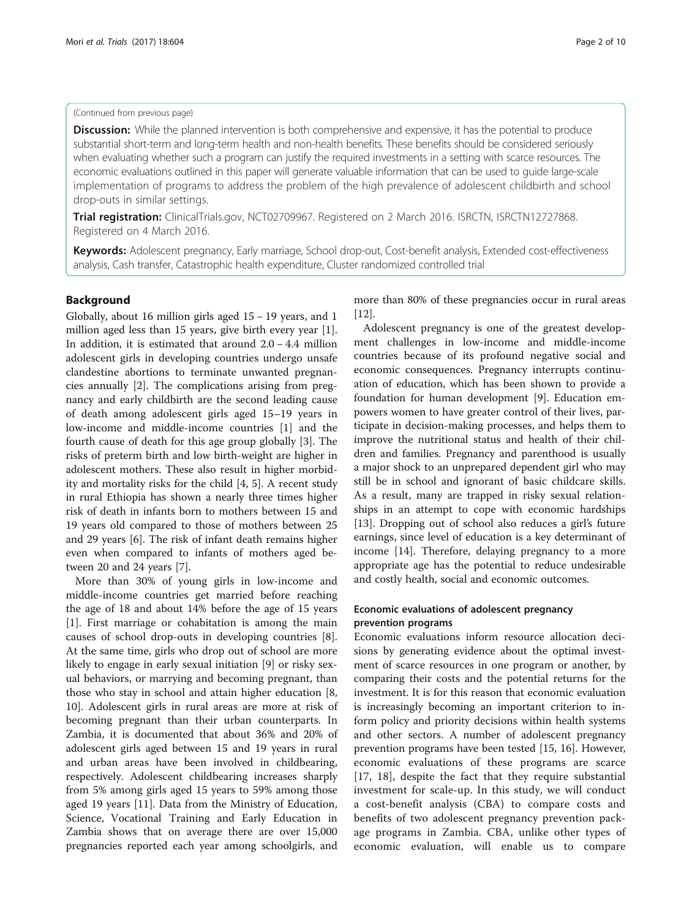(Continued from previous page)

**Discussion:** While the planned intervention is both comprehensive and expensive, it has the potential to produce substantial short-term and long-term health and non-health benefits. These benefits should be considered seriously when evaluating whether such a program can justify the required investments in a setting with scarce resources. The economic evaluations outlined in this paper will generate valuable information that can be used to guide large-scale implementation of programs to address the problem of the high prevalence of adolescent childbirth and school drop-outs in similar settings.

**Trial registration:** ClinicalTrials.gov, NCT02709967. Registered on 2 March 2016. ISRCTN, ISRCTN12727868. Registered on 4 March 2016.

**Keywords:** Adolescent pregnancy, Early marriage, School drop-out, Cost-benefit analysis, Extended cost-effectiveness analysis, Cash transfer, Catastrophic health expenditure, Cluster randomized controlled trial

## Background

Globally, about 16 million girls aged 15 – 19 years, and 1 million aged less than 15 years, give birth every year [1]. In addition, it is estimated that around 2.0 – 4.4 million adolescent girls in developing countries undergo unsafe clandestine abortions to terminate unwanted pregnancies annually [2]. The complications arising from pregnancy and early childbirth are the second leading cause of death among adolescent girls aged 15–19 years in low-income and middle-income countries [1] and the fourth cause of death for this age group globally [3]. The risks of preterm birth and low birth-weight are higher in adolescent mothers. These also result in higher morbidity and mortality risks for the child [4, 5]. A recent study in rural Ethiopia has shown a nearly three times higher risk of death in infants born to mothers between 15 and 19 years old compared to those of mothers between 25 and 29 years [6]. The risk of infant death remains higher even when compared to infants of mothers aged between 20 and 24 years [7].

More than 30% of young girls in low-income and middle-income countries get married before reaching the age of 18 and about 14% before the age of 15 years [1]. First marriage or cohabitation is among the main causes of school drop-outs in developing countries [8]. At the same time, girls who drop out of school are more likely to engage in early sexual initiation [9] or risky sexual behaviors, or marrying and becoming pregnant, than those who stay in school and attain higher education [8, 10]. Adolescent girls in rural areas are more at risk of becoming pregnant than their urban counterparts. In Zambia, it is documented that about 36% and 20% of adolescent girls aged between 15 and 19 years in rural and urban areas have been involved in childbearing, respectively. Adolescent childbearing increases sharply from 5% among girls aged 15 years to 59% among those aged 19 years [11]. Data from the Ministry of Education, Science, Vocational Training and Early Education in Zambia shows that on average there are over 15,000 pregnancies reported each year among schoolgirls, and more than 80% of these pregnancies occur in rural areas [12].

Adolescent pregnancy is one of the greatest development challenges in low-income and middle-income countries because of its profound negative social and economic consequences. Pregnancy interrupts continuation of education, which has been shown to provide a foundation for human development [9]. Education empowers women to have greater control of their lives, participate in decision-making processes, and helps them to improve the nutritional status and health of their children and families. Pregnancy and parenthood is usually a major shock to an unprepared dependent girl who may still be in school and ignorant of basic childcare skills. As a result, many are trapped in risky sexual relationships in an attempt to cope with economic hardships [13]. Dropping out of school also reduces a girl's future earnings, since level of education is a key determinant of income [14]. Therefore, delaying pregnancy to a more appropriate age has the potential to reduce undesirable and costly health, social and economic outcomes.

### Economic evaluations of adolescent pregnancy prevention programs

Economic evaluations inform resource allocation decisions by generating evidence about the optimal investment of scarce resources in one program or another, by comparing their costs and the potential returns for the investment. It is for this reason that economic evaluation is increasingly becoming an important criterion to inform policy and priority decisions within health systems and other sectors. A number of adolescent pregnancy prevention programs have been tested [15, 16]. However, economic evaluations of these programs are scarce [17, 18], despite the fact that they require substantial investment for scale-up. In this study, we will conduct a cost-benefit analysis (CBA) to compare costs and benefits of two adolescent pregnancy prevention package programs in Zambia. CBA, unlike other types of economic evaluation, will enable us to compare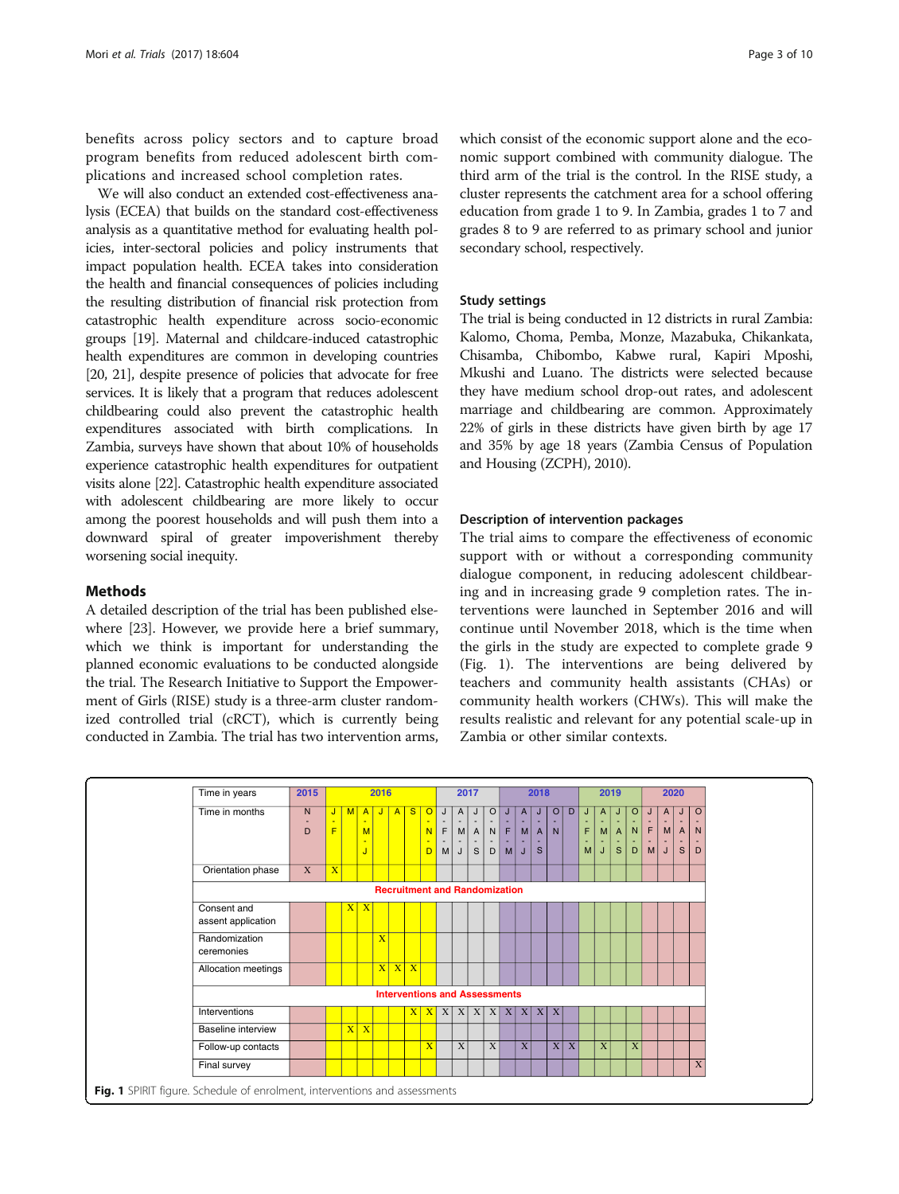benefits across policy sectors and to capture broad program benefits from reduced adolescent birth complications and increased school completion rates.

We will also conduct an extended cost-effectiveness analysis (ECEA) that builds on the standard cost-effectiveness analysis as a quantitative method for evaluating health policies, inter-sectoral policies and policy instruments that impact population health. ECEA takes into consideration the health and financial consequences of policies including the resulting distribution of financial risk protection from catastrophic health expenditure across socio-economic groups [19]. Maternal and childcare-induced catastrophic health expenditures are common in developing countries [20, 21], despite presence of policies that advocate for free services. It is likely that a program that reduces adolescent childbearing could also prevent the catastrophic health expenditures associated with birth complications. In Zambia, surveys have shown that about 10% of households experience catastrophic health expenditures for outpatient visits alone [22]. Catastrophic health expenditure associated with adolescent childbearing are more likely to occur among the poorest households and will push them into a downward spiral of greater impoverishment thereby worsening social inequity.

## Methods

A detailed description of the trial has been published elsewhere [23]. However, we provide here a brief summary, which we think is important for understanding the planned economic evaluations to be conducted alongside the trial. The Research Initiative to Support the Empowerment of Girls (RISE) study is a three-arm cluster randomized controlled trial (cRCT), which is currently being conducted in Zambia. The trial has two intervention arms, which consist of the economic support alone and the economic support combined with community dialogue. The third arm of the trial is the control. In the RISE study, a cluster represents the catchment area for a school offering education from grade 1 to 9. In Zambia, grades 1 to 7 and grades 8 to 9 are referred to as primary school and junior secondary school, respectively.

### Study settings

The trial is being conducted in 12 districts in rural Zambia: Kalomo, Choma, Pemba, Monze, Mazabuka, Chikankata, Chisamba, Chibombo, Kabwe rural, Kapiri Mposhi, Mkushi and Luano. The districts were selected because they have medium school drop-out rates, and adolescent marriage and childbearing are common. Approximately 22% of girls in these districts have given birth by age 17 and 35% by age 18 years (Zambia Census of Population and Housing (ZCPH), 2010).

### Description of intervention packages

The trial aims to compare the effectiveness of economic support with or without a corresponding community dialogue component, in reducing adolescent childbearing and in increasing grade 9 completion rates. The interventions were launched in September 2016 and will continue until November 2018, which is the time when the girls in the study are expected to complete grade 9 (Fig. 1). The interventions are being delivered by teachers and community health assistants (CHAs) or community health workers (CHWs). This will make the results realistic and relevant for any potential scale-up in Zambia or other similar contexts.

| Time in years | 2015 | 2016 | | | | | | | 2017 | | | | 2018 | | | | | 2019 | | | | 2020 | | | |
|---|---|---|---|---|---|---|---|---|---|---|---|---|---|---|---|---|---|---|---|---|---|---|---|---|---|
| Time in months | N-D | J-F | M | A-M-J | J | A | S | O-N-D | J-F-M | A-M-J | J-A-S | O-N-D | J-F-M | A-M-J | J-A-S | O-N | D | J-F-M | A-M-J | J-A-S | O-N-D | J-F-M | A-M-J | J-A-S | O-N-D |
| Orientation phase | X | X | | | | | | | | | | | | | | | | | | | | | | | |
| **Recruitment and Randomization** | | | | | | | | | | | | | | | | | | | | | | | | | |
| Consent and assent application | | | X | X | | | | | | | | | | | | | | | | | | | | | |
| Randomization ceremonies | | | | | X | | | | | | | | | | | | | | | | | | | | |
| Allocation meetings | | | | | X | X | X | | | | | | | | | | | | | | | | | | |
| **Interventions and Assessments** | | | | | | | | | | | | | | | | | | | | | | | | | |
| Interventions | | | | | | | X | X | X | X | X | X | X | X | X | X | | | | | | | | | |
| Baseline interview | | | X | X | | | | | | | | | | | | | | | | | | | | | |
| Follow-up contacts | | | | | | | | X | | X | | X | | X | | X | X | | X | | X | | | | |
| Final survey | | | | | | | | | | | | | | | | | | | | | | | | | X |

**Fig. 1** SPIRIT figure. Schedule of enrolment, interventions and assessments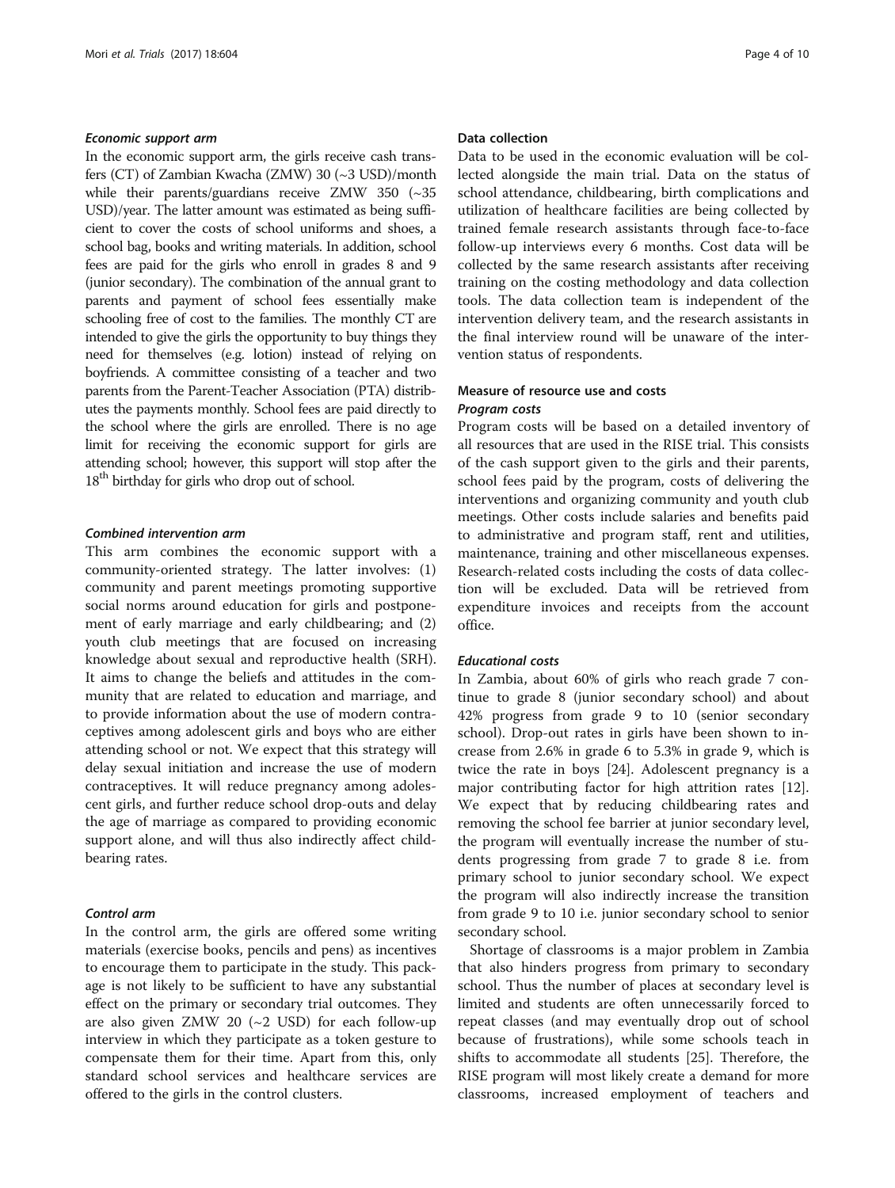#### *Economic support arm*

In the economic support arm, the girls receive cash transfers (CT) of Zambian Kwacha (ZMW) 30 (~3 USD)/month while their parents/guardians receive ZMW 350 (~35 USD)/year. The latter amount was estimated as being sufficient to cover the costs of school uniforms and shoes, a school bag, books and writing materials. In addition, school fees are paid for the girls who enroll in grades 8 and 9 (junior secondary). The combination of the annual grant to parents and payment of school fees essentially make schooling free of cost to the families. The monthly CT are intended to give the girls the opportunity to buy things they need for themselves (e.g. lotion) instead of relying on boyfriends. A committee consisting of a teacher and two parents from the Parent-Teacher Association (PTA) distributes the payments monthly. School fees are paid directly to the school where the girls are enrolled. There is no age limit for receiving the economic support for girls are attending school; however, this support will stop after the 18th birthday for girls who drop out of school.

#### *Combined intervention arm*

This arm combines the economic support with a community-oriented strategy. The latter involves: (1) community and parent meetings promoting supportive social norms around education for girls and postponement of early marriage and early childbearing; and (2) youth club meetings that are focused on increasing knowledge about sexual and reproductive health (SRH). It aims to change the beliefs and attitudes in the community that are related to education and marriage, and to provide information about the use of modern contraceptives among adolescent girls and boys who are either attending school or not. We expect that this strategy will delay sexual initiation and increase the use of modern contraceptives. It will reduce pregnancy among adolescent girls, and further reduce school drop-outs and delay the age of marriage as compared to providing economic support alone, and will thus also indirectly affect childbearing rates.

#### *Control arm*

In the control arm, the girls are offered some writing materials (exercise books, pencils and pens) as incentives to encourage them to participate in the study. This package is not likely to be sufficient to have any substantial effect on the primary or secondary trial outcomes. They are also given ZMW 20 (~2 USD) for each follow-up interview in which they participate as a token gesture to compensate them for their time. Apart from this, only standard school services and healthcare services are offered to the girls in the control clusters.

### Data collection

Data to be used in the economic evaluation will be collected alongside the main trial. Data on the status of school attendance, childbearing, birth complications and utilization of healthcare facilities are being collected by trained female research assistants through face-to-face follow-up interviews every 6 months. Cost data will be collected by the same research assistants after receiving training on the costing methodology and data collection tools. The data collection team is independent of the intervention delivery team, and the research assistants in the final interview round will be unaware of the intervention status of respondents.

### Measure of resource use and costs

#### *Program costs*

Program costs will be based on a detailed inventory of all resources that are used in the RISE trial. This consists of the cash support given to the girls and their parents, school fees paid by the program, costs of delivering the interventions and organizing community and youth club meetings. Other costs include salaries and benefits paid to administrative and program staff, rent and utilities, maintenance, training and other miscellaneous expenses. Research-related costs including the costs of data collection will be excluded. Data will be retrieved from expenditure invoices and receipts from the account office.

#### *Educational costs*

In Zambia, about 60% of girls who reach grade 7 continue to grade 8 (junior secondary school) and about 42% progress from grade 9 to 10 (senior secondary school). Drop-out rates in girls have been shown to increase from 2.6% in grade 6 to 5.3% in grade 9, which is twice the rate in boys [24]. Adolescent pregnancy is a major contributing factor for high attrition rates [12]. We expect that by reducing childbearing rates and removing the school fee barrier at junior secondary level, the program will eventually increase the number of students progressing from grade 7 to grade 8 i.e. from primary school to junior secondary school. We expect the program will also indirectly increase the transition from grade 9 to 10 i.e. junior secondary school to senior secondary school.

Shortage of classrooms is a major problem in Zambia that also hinders progress from primary to secondary school. Thus the number of places at secondary level is limited and students are often unnecessarily forced to repeat classes (and may eventually drop out of school because of frustrations), while some schools teach in shifts to accommodate all students [25]. Therefore, the RISE program will most likely create a demand for more classrooms, increased employment of teachers and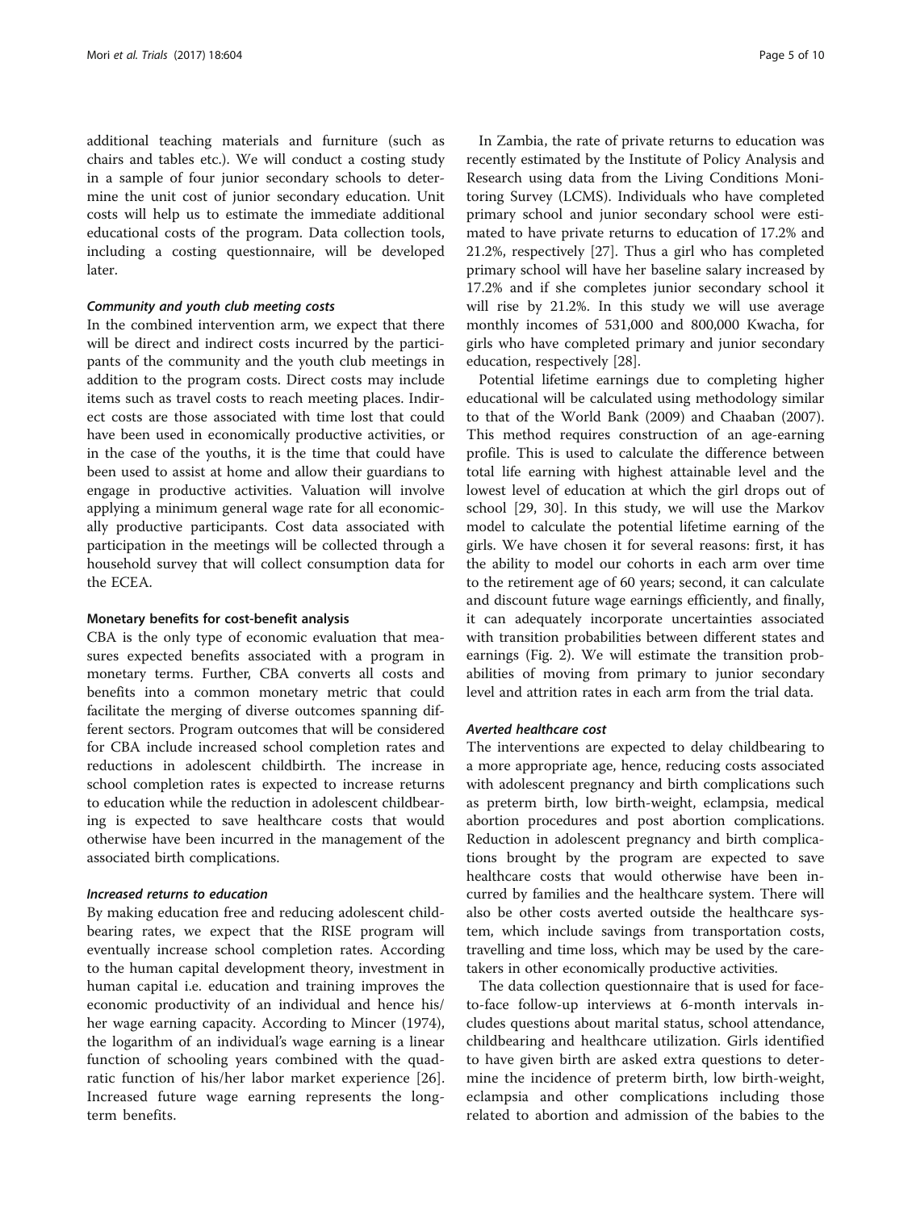additional teaching materials and furniture (such as chairs and tables etc.). We will conduct a costing study in a sample of four junior secondary schools to determine the unit cost of junior secondary education. Unit costs will help us to estimate the immediate additional educational costs of the program. Data collection tools, including a costing questionnaire, will be developed later.

#### *Community and youth club meeting costs*

In the combined intervention arm, we expect that there will be direct and indirect costs incurred by the participants of the community and the youth club meetings in addition to the program costs. Direct costs may include items such as travel costs to reach meeting places. Indirect costs are those associated with time lost that could have been used in economically productive activities, or in the case of the youths, it is the time that could have been used to assist at home and allow their guardians to engage in productive activities. Valuation will involve applying a minimum general wage rate for all economically productive participants. Cost data associated with participation in the meetings will be collected through a household survey that will collect consumption data for the ECEA.

### Monetary benefits for cost-benefit analysis

CBA is the only type of economic evaluation that measures expected benefits associated with a program in monetary terms. Further, CBA converts all costs and benefits into a common monetary metric that could facilitate the merging of diverse outcomes spanning different sectors. Program outcomes that will be considered for CBA include increased school completion rates and reductions in adolescent childbirth. The increase in school completion rates is expected to increase returns to education while the reduction in adolescent childbearing is expected to save healthcare costs that would otherwise have been incurred in the management of the associated birth complications.

#### *Increased returns to education*

By making education free and reducing adolescent childbearing rates, we expect that the RISE program will eventually increase school completion rates. According to the human capital development theory, investment in human capital i.e. education and training improves the economic productivity of an individual and hence his/her wage earning capacity. According to Mincer (1974), the logarithm of an individual's wage earning is a linear function of schooling years combined with the quadratic function of his/her labor market experience [26]. Increased future wage earning represents the long-term benefits.

In Zambia, the rate of private returns to education was recently estimated by the Institute of Policy Analysis and Research using data from the Living Conditions Monitoring Survey (LCMS). Individuals who have completed primary school and junior secondary school were estimated to have private returns to education of 17.2% and 21.2%, respectively [27]. Thus a girl who has completed primary school will have her baseline salary increased by 17.2% and if she completes junior secondary school it will rise by 21.2%. In this study we will use average monthly incomes of 531,000 and 800,000 Kwacha, for girls who have completed primary and junior secondary education, respectively [28].

Potential lifetime earnings due to completing higher educational will be calculated using methodology similar to that of the World Bank (2009) and Chaaban (2007). This method requires construction of an age-earning profile. This is used to calculate the difference between total life earning with highest attainable level and the lowest level of education at which the girl drops out of school [29, 30]. In this study, we will use the Markov model to calculate the potential lifetime earning of the girls. We have chosen it for several reasons: first, it has the ability to model our cohorts in each arm over time to the retirement age of 60 years; second, it can calculate and discount future wage earnings efficiently, and finally, it can adequately incorporate uncertainties associated with transition probabilities between different states and earnings (Fig. 2). We will estimate the transition probabilities of moving from primary to junior secondary level and attrition rates in each arm from the trial data.

#### *Averted healthcare cost*

The interventions are expected to delay childbearing to a more appropriate age, hence, reducing costs associated with adolescent pregnancy and birth complications such as preterm birth, low birth-weight, eclampsia, medical abortion procedures and post abortion complications. Reduction in adolescent pregnancy and birth complications brought by the program are expected to save healthcare costs that would otherwise have been incurred by families and the healthcare system. There will also be other costs averted outside the healthcare system, which include savings from transportation costs, travelling and time loss, which may be used by the caretakers in other economically productive activities.

The data collection questionnaire that is used for face-to-face follow-up interviews at 6-month intervals includes questions about marital status, school attendance, childbearing and healthcare utilization. Girls identified to have given birth are asked extra questions to determine the incidence of preterm birth, low birth-weight, eclampsia and other complications including those related to abortion and admission of the babies to the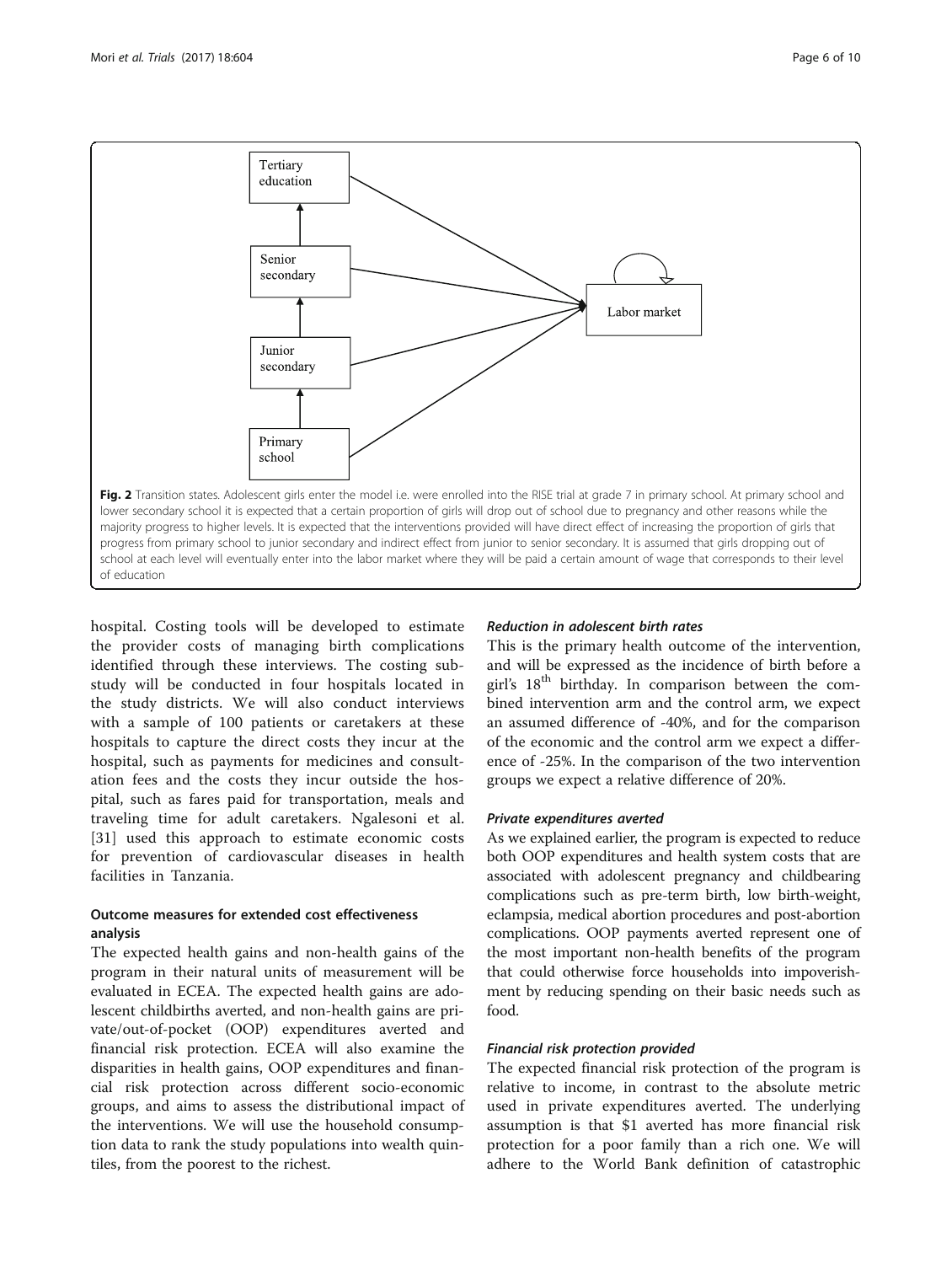Tertiary education

Senior secondary

Junior secondary

Primary school

Labor market

**Fig. 2** Transition states. Adolescent girls enter the model i.e. were enrolled into the RISE trial at grade 7 in primary school. At primary school and lower secondary school it is expected that a certain proportion of girls will drop out of school due to pregnancy and other reasons while the majority progress to higher levels. It is expected that the interventions provided will have direct effect of increasing the proportion of girls that progress from primary school to junior secondary and indirect effect from junior to senior secondary. It is assumed that girls dropping out of school at each level will eventually enter into the labor market where they will be paid a certain amount of wage that corresponds to their level of education

hospital. Costing tools will be developed to estimate the provider costs of managing birth complications identified through these interviews. The costing sub-study will be conducted in four hospitals located in the study districts. We will also conduct interviews with a sample of 100 patients or caretakers at these hospitals to capture the direct costs they incur at the hospital, such as payments for medicines and consultation fees and the costs they incur outside the hospital, such as fares paid for transportation, meals and traveling time for adult caretakers. Ngalesoni et al. [31] used this approach to estimate economic costs for prevention of cardiovascular diseases in health facilities in Tanzania.

## Outcome measures for extended cost effectiveness analysis

The expected health gains and non-health gains of the program in their natural units of measurement will be evaluated in ECEA. The expected health gains are adolescent childbirths averted, and non-health gains are private/out-of-pocket (OOP) expenditures averted and financial risk protection. ECEA will also examine the disparities in health gains, OOP expenditures and financial risk protection across different socio-economic groups, and aims to assess the distributional impact of the interventions. We will use the household consumption data to rank the study populations into wealth quintiles, from the poorest to the richest.

### *Reduction in adolescent birth rates*

This is the primary health outcome of the intervention, and will be expressed as the incidence of birth before a girl's 18th birthday. In comparison between the combined intervention arm and the control arm, we expect an assumed difference of -40%, and for the comparison of the economic and the control arm we expect a difference of -25%. In the comparison of the two intervention groups we expect a relative difference of 20%.

### *Private expenditures averted*

As we explained earlier, the program is expected to reduce both OOP expenditures and health system costs that are associated with adolescent pregnancy and childbearing complications such as pre-term birth, low birth-weight, eclampsia, medical abortion procedures and post-abortion complications. OOP payments averted represent one of the most important non-health benefits of the program that could otherwise force households into impoverishment by reducing spending on their basic needs such as food.

### *Financial risk protection provided*

The expected financial risk protection of the program is relative to income, in contrast to the absolute metric used in private expenditures averted. The underlying assumption is that $1 averted has more financial risk protection for a poor family than a rich one. We will adhere to the World Bank definition of catastrophic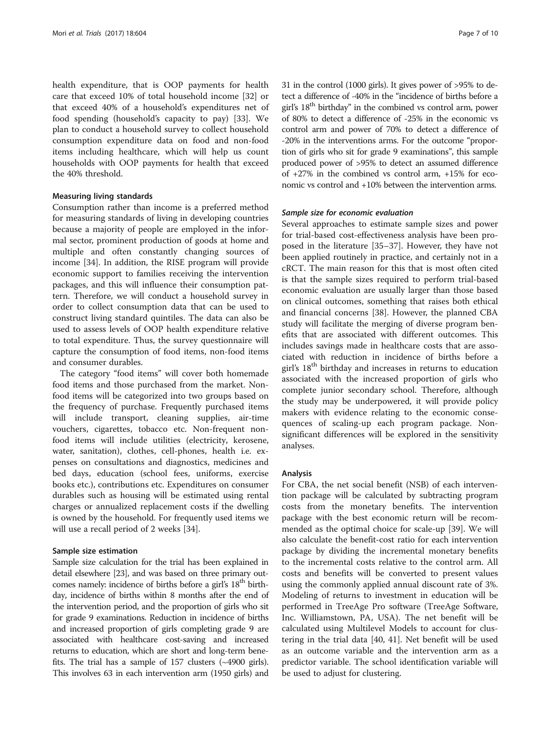health expenditure, that is OOP payments for health care that exceed 10% of total household income [32] or that exceed 40% of a household's expenditures net of food spending (household's capacity to pay) [33]. We plan to conduct a household survey to collect household consumption expenditure data on food and non-food items including healthcare, which will help us count households with OOP payments for health that exceed the 40% threshold.

#### Measuring living standards

Consumption rather than income is a preferred method for measuring standards of living in developing countries because a majority of people are employed in the informal sector, prominent production of goods at home and multiple and often constantly changing sources of income [34]. In addition, the RISE program will provide economic support to families receiving the intervention packages, and this will influence their consumption pattern. Therefore, we will conduct a household survey in order to collect consumption data that can be used to construct living standard quintiles. The data can also be used to assess levels of OOP health expenditure relative to total expenditure. Thus, the survey questionnaire will capture the consumption of food items, non-food items and consumer durables.

The category "food items" will cover both homemade food items and those purchased from the market. Non-food items will be categorized into two groups based on the frequency of purchase. Frequently purchased items will include transport, cleaning supplies, air-time vouchers, cigarettes, tobacco etc. Non-frequent non-food items will include utilities (electricity, kerosene, water, sanitation), clothes, cell-phones, health i.e. expenses on consultations and diagnostics, medicines and bed days, education (school fees, uniforms, exercise books etc.), contributions etc. Expenditures on consumer durables such as housing will be estimated using rental charges or annualized replacement costs if the dwelling is owned by the household. For frequently used items we will use a recall period of 2 weeks [34].

#### Sample size estimation

Sample size calculation for the trial has been explained in detail elsewhere [23], and was based on three primary outcomes namely: incidence of births before a girl's 18th birthday, incidence of births within 8 months after the end of the intervention period, and the proportion of girls who sit for grade 9 examinations. Reduction in incidence of births and increased proportion of girls completing grade 9 are associated with healthcare cost-saving and increased returns to education, which are short and long-term benefits. The trial has a sample of 157 clusters (~4900 girls). This involves 63 in each intervention arm (1950 girls) and 31 in the control (1000 girls). It gives power of >95% to detect a difference of -40% in the "incidence of births before a girl's 18th birthday" in the combined vs control arm, power of 80% to detect a difference of -25% in the economic vs control arm and power of 70% to detect a difference of -20% in the interventions arms. For the outcome "proportion of girls who sit for grade 9 examinations", this sample produced power of >95% to detect an assumed difference of +27% in the combined vs control arm, +15% for economic vs control and +10% between the intervention arms.

#### *Sample size for economic evaluation*

Several approaches to estimate sample sizes and power for trial-based cost-effectiveness analysis have been proposed in the literature [35–37]. However, they have not been applied routinely in practice, and certainly not in a cRCT. The main reason for this that is most often cited is that the sample sizes required to perform trial-based economic evaluation are usually larger than those based on clinical outcomes, something that raises both ethical and financial concerns [38]. However, the planned CBA study will facilitate the merging of diverse program benefits that are associated with different outcomes. This includes savings made in healthcare costs that are associated with reduction in incidence of births before a girl's 18th birthday and increases in returns to education associated with the increased proportion of girls who complete junior secondary school. Therefore, although the study may be underpowered, it will provide policy makers with evidence relating to the economic consequences of scaling-up each program package. Non-significant differences will be explored in the sensitivity analyses.

#### Analysis

For CBA, the net social benefit (NSB) of each intervention package will be calculated by subtracting program costs from the monetary benefits. The intervention package with the best economic return will be recommended as the optimal choice for scale-up [39]. We will also calculate the benefit-cost ratio for each intervention package by dividing the incremental monetary benefits to the incremental costs relative to the control arm. All costs and benefits will be converted to present values using the commonly applied annual discount rate of 3%. Modeling of returns to investment in education will be performed in TreeAge Pro software (TreeAge Software, Inc. Williamstown, PA, USA). The net benefit will be calculated using Multilevel Models to account for clustering in the trial data [40, 41]. Net benefit will be used as an outcome variable and the intervention arm as a predictor variable. The school identification variable will be used to adjust for clustering.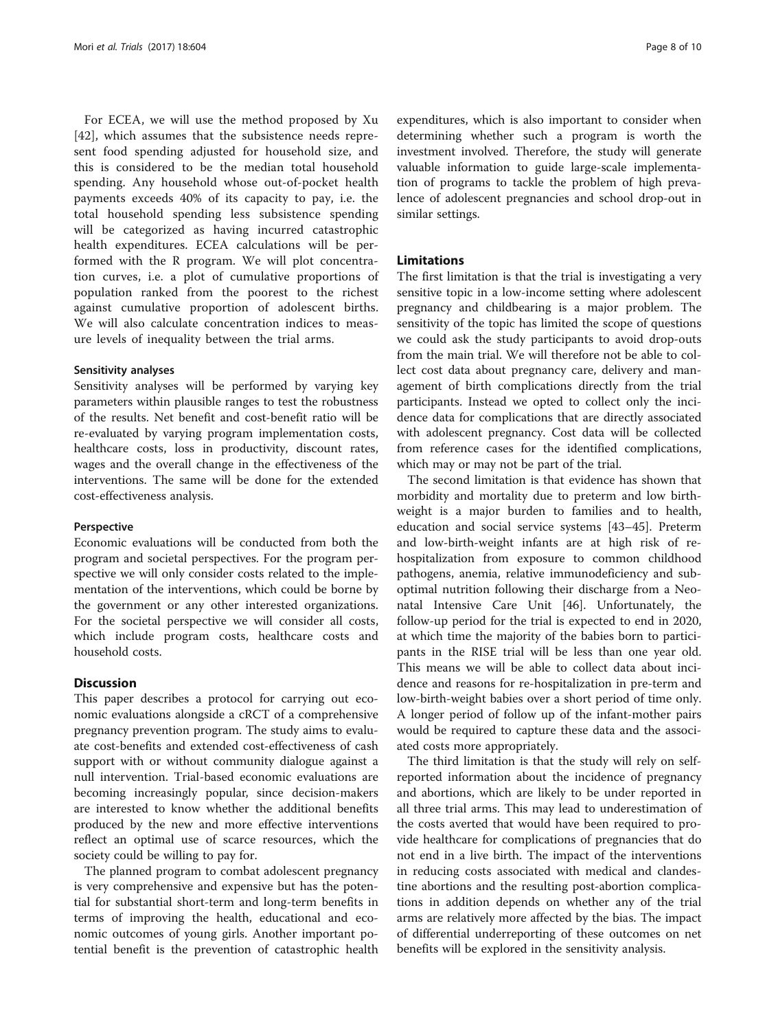For ECEA, we will use the method proposed by Xu [42], which assumes that the subsistence needs represent food spending adjusted for household size, and this is considered to be the median total household spending. Any household whose out-of-pocket health payments exceeds 40% of its capacity to pay, i.e. the total household spending less subsistence spending will be categorized as having incurred catastrophic health expenditures. ECEA calculations will be performed with the R program. We will plot concentration curves, i.e. a plot of cumulative proportions of population ranked from the poorest to the richest against cumulative proportion of adolescent births. We will also calculate concentration indices to measure levels of inequality between the trial arms.

### Sensitivity analyses

Sensitivity analyses will be performed by varying key parameters within plausible ranges to test the robustness of the results. Net benefit and cost-benefit ratio will be re-evaluated by varying program implementation costs, healthcare costs, loss in productivity, discount rates, wages and the overall change in the effectiveness of the interventions. The same will be done for the extended cost-effectiveness analysis.

### Perspective

Economic evaluations will be conducted from both the program and societal perspectives. For the program perspective we will only consider costs related to the implementation of the interventions, which could be borne by the government or any other interested organizations. For the societal perspective we will consider all costs, which include program costs, healthcare costs and household costs.

## Discussion

This paper describes a protocol for carrying out economic evaluations alongside a cRCT of a comprehensive pregnancy prevention program. The study aims to evaluate cost-benefits and extended cost-effectiveness of cash support with or without community dialogue against a null intervention. Trial-based economic evaluations are becoming increasingly popular, since decision-makers are interested to know whether the additional benefits produced by the new and more effective interventions reflect an optimal use of scarce resources, which the society could be willing to pay for.

The planned program to combat adolescent pregnancy is very comprehensive and expensive but has the potential for substantial short-term and long-term benefits in terms of improving the health, educational and economic outcomes of young girls. Another important potential benefit is the prevention of catastrophic health expenditures, which is also important to consider when determining whether such a program is worth the investment involved. Therefore, the study will generate valuable information to guide large-scale implementation of programs to tackle the problem of high prevalence of adolescent pregnancies and school drop-out in similar settings.

## Limitations

The first limitation is that the trial is investigating a very sensitive topic in a low-income setting where adolescent pregnancy and childbearing is a major problem. The sensitivity of the topic has limited the scope of questions we could ask the study participants to avoid drop-outs from the main trial. We will therefore not be able to collect cost data about pregnancy care, delivery and management of birth complications directly from the trial participants. Instead we opted to collect only the incidence data for complications that are directly associated with adolescent pregnancy. Cost data will be collected from reference cases for the identified complications, which may or may not be part of the trial.

The second limitation is that evidence has shown that morbidity and mortality due to preterm and low birthweight is a major burden to families and to health, education and social service systems [43–45]. Preterm and low-birth-weight infants are at high risk of rehospitalization from exposure to common childhood pathogens, anemia, relative immunodeficiency and suboptimal nutrition following their discharge from a Neonatal Intensive Care Unit [46]. Unfortunately, the follow-up period for the trial is expected to end in 2020, at which time the majority of the babies born to participants in the RISE trial will be less than one year old. This means we will be able to collect data about incidence and reasons for re-hospitalization in pre-term and low-birth-weight babies over a short period of time only. A longer period of follow up of the infant-mother pairs would be required to capture these data and the associated costs more appropriately.

The third limitation is that the study will rely on self-reported information about the incidence of pregnancy and abortions, which are likely to be under reported in all three trial arms. This may lead to underestimation of the costs averted that would have been required to provide healthcare for complications of pregnancies that do not end in a live birth. The impact of the interventions in reducing costs associated with medical and clandestine abortions and the resulting post-abortion complications in addition depends on whether any of the trial arms are relatively more affected by the bias. The impact of differential underreporting of these outcomes on net benefits will be explored in the sensitivity analysis.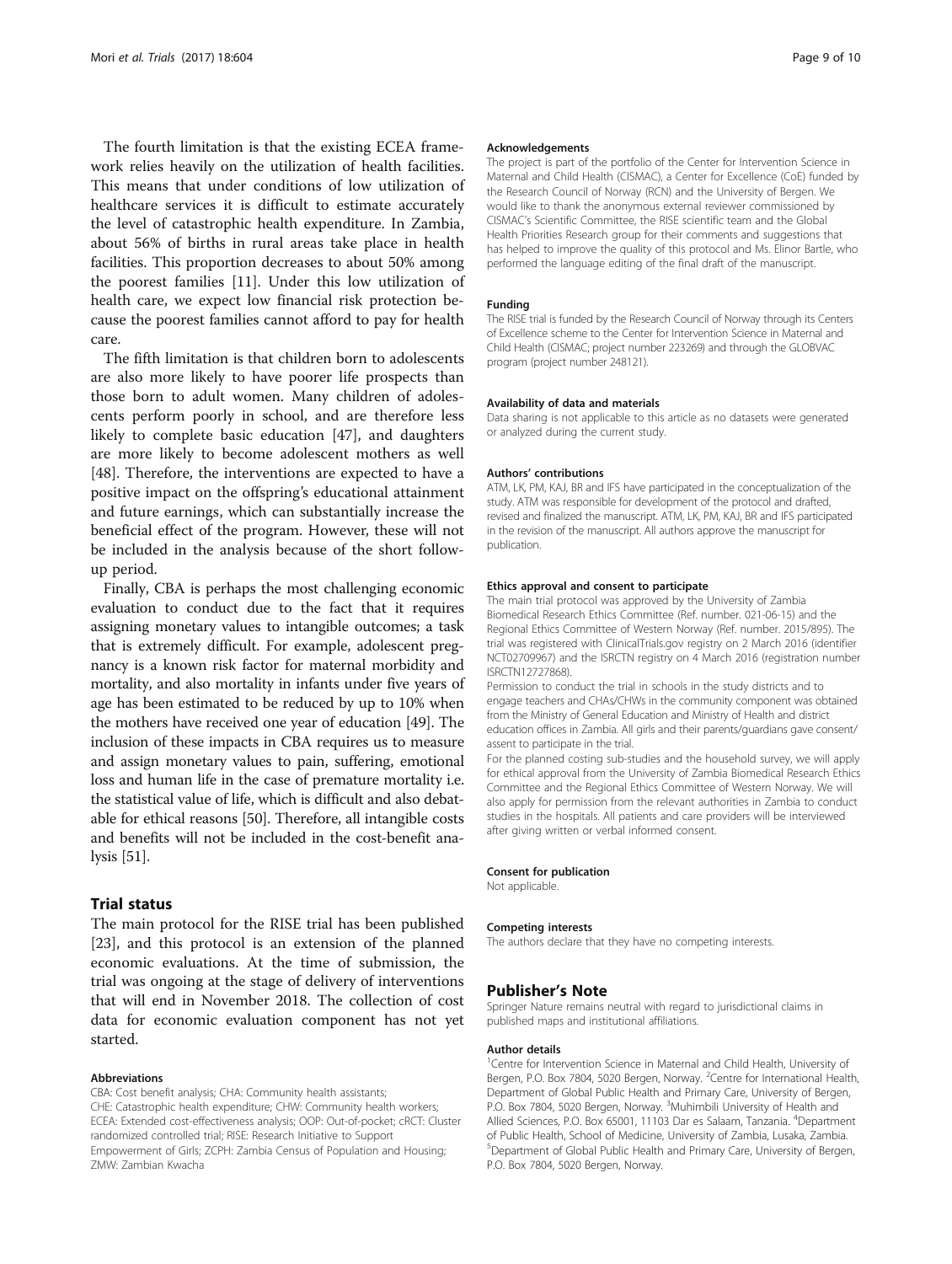The fourth limitation is that the existing ECEA framework relies heavily on the utilization of health facilities. This means that under conditions of low utilization of healthcare services it is difficult to estimate accurately the level of catastrophic health expenditure. In Zambia, about 56% of births in rural areas take place in health facilities. This proportion decreases to about 50% among the poorest families [11]. Under this low utilization of health care, we expect low financial risk protection because the poorest families cannot afford to pay for health care.

The fifth limitation is that children born to adolescents are also more likely to have poorer life prospects than those born to adult women. Many children of adolescents perform poorly in school, and are therefore less likely to complete basic education [47], and daughters are more likely to become adolescent mothers as well [48]. Therefore, the interventions are expected to have a positive impact on the offspring's educational attainment and future earnings, which can substantially increase the beneficial effect of the program. However, these will not be included in the analysis because of the short follow-up period.

Finally, CBA is perhaps the most challenging economic evaluation to conduct due to the fact that it requires assigning monetary values to intangible outcomes; a task that is extremely difficult. For example, adolescent pregnancy is a known risk factor for maternal morbidity and mortality, and also mortality in infants under five years of age has been estimated to be reduced by up to 10% when the mothers have received one year of education [49]. The inclusion of these impacts in CBA requires us to measure and assign monetary values to pain, suffering, emotional loss and human life in the case of premature mortality i.e. the statistical value of life, which is difficult and also debatable for ethical reasons [50]. Therefore, all intangible costs and benefits will not be included in the cost-benefit analysis [51].

## Trial status

The main protocol for the RISE trial has been published [23], and this protocol is an extension of the planned economic evaluations. At the time of submission, the trial was ongoing at the stage of delivery of interventions that will end in November 2018. The collection of cost data for economic evaluation component has not yet started.

#### Abbreviations

CBA: Cost benefit analysis; CHA: Community health assistants; CHE: Catastrophic health expenditure; CHW: Community health workers; ECEA: Extended cost-effectiveness analysis; OOP: Out-of-pocket; cRCT: Cluster randomized controlled trial; RISE: Research Initiative to Support Empowerment of Girls; ZCPH: Zambia Census of Population and Housing; ZMW: Zambian Kwacha

#### Acknowledgements

The project is part of the portfolio of the Center for Intervention Science in Maternal and Child Health (CISMAC), a Center for Excellence (CoE) funded by the Research Council of Norway (RCN) and the University of Bergen. We would like to thank the anonymous external reviewer commissioned by CISMAC's Scientific Committee, the RISE scientific team and the Global Health Priorities Research group for their comments and suggestions that has helped to improve the quality of this protocol and Ms. Elinor Bartle, who performed the language editing of the final draft of the manuscript.

#### Funding

The RISE trial is funded by the Research Council of Norway through its Centers of Excellence scheme to the Center for Intervention Science in Maternal and Child Health (CISMAC; project number 223269) and through the GLOBVAC program (project number 248121).

#### Availability of data and materials

Data sharing is not applicable to this article as no datasets were generated or analyzed during the current study.

#### Authors' contributions

ATM, LK, PM, KAJ, BR and IFS have participated in the conceptualization of the study. ATM was responsible for development of the protocol and drafted, revised and finalized the manuscript. ATM, LK, PM, KAJ, BR and IFS participated in the revision of the manuscript. All authors approve the manuscript for publication.

#### Ethics approval and consent to participate

The main trial protocol was approved by the University of Zambia Biomedical Research Ethics Committee (Ref. number. 021-06-15) and the Regional Ethics Committee of Western Norway (Ref. number. 2015/895). The trial was registered with ClinicalTrials.gov registry on 2 March 2016 (identifier NCT02709967) and the ISRCTN registry on 4 March 2016 (registration number ISRCTN12727868).

Permission to conduct the trial in schools in the study districts and to engage teachers and CHAs/CHWs in the community component was obtained from the Ministry of General Education and Ministry of Health and district education offices in Zambia. All girls and their parents/guardians gave consent/assent to participate in the trial.

For the planned costing sub-studies and the household survey, we will apply for ethical approval from the University of Zambia Biomedical Research Ethics Committee and the Regional Ethics Committee of Western Norway. We will also apply for permission from the relevant authorities in Zambia to conduct studies in the hospitals. All patients and care providers will be interviewed after giving written or verbal informed consent.

#### Consent for publication

Not applicable.

#### Competing interests

The authors declare that they have no competing interests.

## Publisher's Note

Springer Nature remains neutral with regard to jurisdictional claims in published maps and institutional affiliations.

#### Author details

[1]Centre for Intervention Science in Maternal and Child Health, University of Bergen, P.O. Box 7804, 5020 Bergen, Norway. [2]Centre for International Health, Department of Global Public Health and Primary Care, University of Bergen, P.O. Box 7804, 5020 Bergen, Norway. [3]Muhimbili University of Health and Allied Sciences, P.O. Box 65001, 11103 Dar es Salaam, Tanzania. [4]Department of Public Health, School of Medicine, University of Zambia, Lusaka, Zambia. [5]Department of Global Public Health and Primary Care, University of Bergen, P.O. Box 7804, 5020 Bergen, Norway.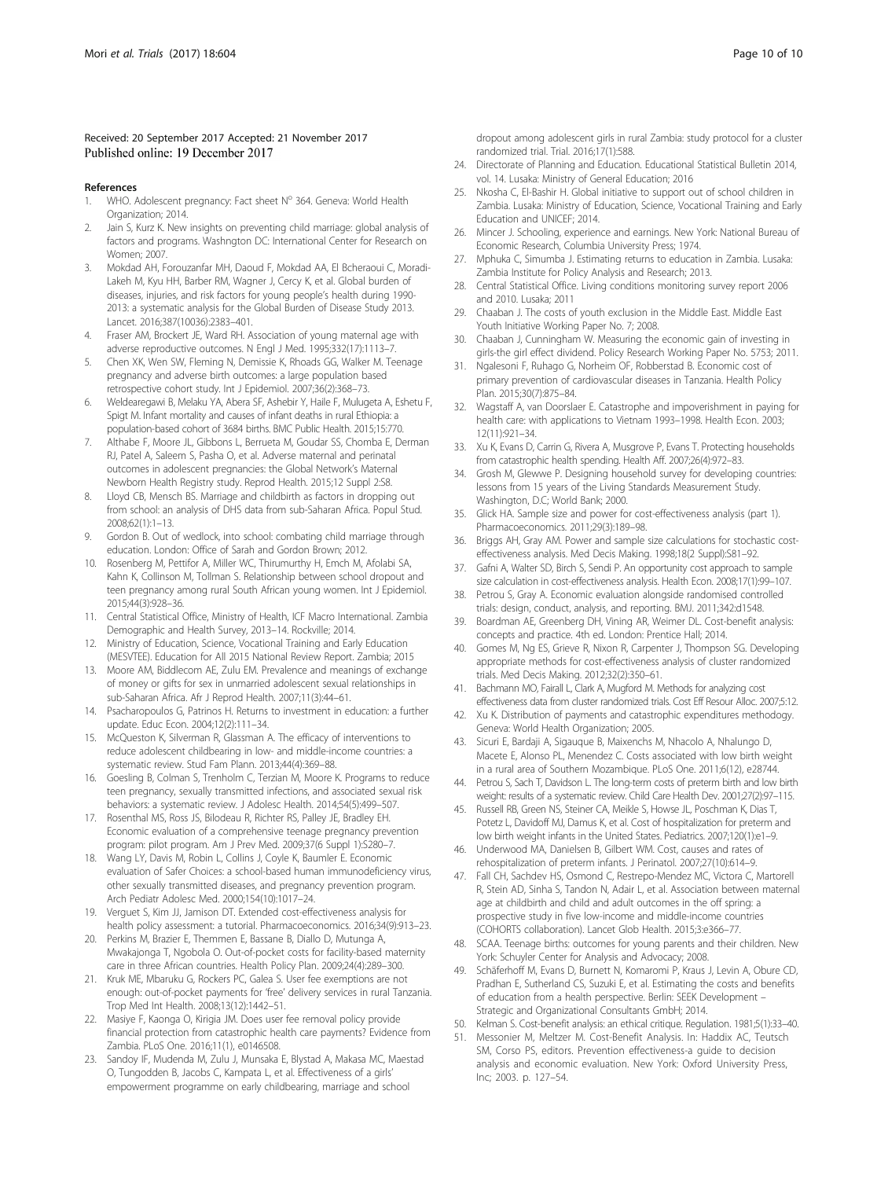Received: 20 September 2017 Accepted: 21 November 2017
Published online: 19 December 2017

## References

1. WHO. Adolescent pregnancy: Fact sheet N° 364. Geneva: World Health Organization; 2014.
2. Jain S, Kurz K. New insights on preventing child marriage: global analysis of factors and programs. Washngton DC: International Center for Research on Women; 2007.
3. Mokdad AH, Forouzanfar MH, Daoud F, Mokdad AA, El Bcheraoui C, Moradi-Lakeh M, Kyu HH, Barber RM, Wagner J, Cercy K, et al. Global burden of diseases, injuries, and risk factors for young people's health during 1990-2013: a systematic analysis for the Global Burden of Disease Study 2013. Lancet. 2016;387(10036):2383–401.
4. Fraser AM, Brockert JE, Ward RH. Association of young maternal age with adverse reproductive outcomes. N Engl J Med. 1995;332(17):1113–7.
5. Chen XK, Wen SW, Fleming N, Demissie K, Rhoads GG, Walker M. Teenage pregnancy and adverse birth outcomes: a large population based retrospective cohort study. Int J Epidemiol. 2007;36(2):368–73.
6. Weldearegawi B, Melaku YA, Abera SF, Ashebir Y, Haile F, Mulugeta A, Eshetu F, Spigt M. Infant mortality and causes of infant deaths in rural Ethiopia: a population-based cohort of 3684 births. BMC Public Health. 2015;15:770.
7. Althabe F, Moore JL, Gibbons L, Berrueta M, Goudar SS, Chomba E, Derman RJ, Patel A, Saleem S, Pasha O, et al. Adverse maternal and perinatal outcomes in adolescent pregnancies: the Global Network's Maternal Newborn Health Registry study. Reprod Health. 2015;12 Suppl 2:S8.
8. Lloyd CB, Mensch BS. Marriage and childbirth as factors in dropping out from school: an analysis of DHS data from sub-Saharan Africa. Popul Stud. 2008;62(1):1–13.
9. Gordon B. Out of wedlock, into school: combating child marriage through education. London: Office of Sarah and Gordon Brown; 2012.
10. Rosenberg M, Pettifor A, Miller WC, Thirumurthy H, Emch M, Afolabi SA, Kahn K, Collinson M, Tollman S. Relationship between school dropout and teen pregnancy among rural South African young women. Int J Epidemiol. 2015;44(3):928–36.
11. Central Statistical Office, Ministry of Health, ICF Macro International. Zambia Demographic and Health Survey, 2013–14. Rockville; 2014.
12. Ministry of Education, Science, Vocational Training and Early Education (MESVTEE). Education for All 2015 National Review Report. Zambia; 2015
13. Moore AM, Biddlecom AE, Zulu EM. Prevalence and meanings of exchange of money or gifts for sex in unmarried adolescent sexual relationships in sub-Saharan Africa. Afr J Reprod Health. 2007;11(3):44–61.
14. Psacharopoulos G, Patrinos H. Returns to investment in education: a further update. Educ Econ. 2004;12(2):111–34.
15. McQueston K, Silverman R, Glassman A. The efficacy of interventions to reduce adolescent childbearing in low- and middle-income countries: a systematic review. Stud Fam Plann. 2013;44(4):369–88.
16. Goesling B, Colman S, Trenholm C, Terzian M, Moore K. Programs to reduce teen pregnancy, sexually transmitted infections, and associated sexual risk behaviors: a systematic review. J Adolesc Health. 2014;54(5):499–507.
17. Rosenthal MS, Ross JS, Bilodeau R, Richter RS, Palley JE, Bradley EH. Economic evaluation of a comprehensive teenage pregnancy prevention program: pilot program. Am J Prev Med. 2009;37(6 Suppl 1):S280–7.
18. Wang LY, Davis M, Robin L, Collins J, Coyle K, Baumler E. Economic evaluation of Safer Choices: a school-based human immunodeficiency virus, other sexually transmitted diseases, and pregnancy prevention program. Arch Pediatr Adolesc Med. 2000;154(10):1017–24.
19. Verguet S, Kim JJ, Jamison DT. Extended cost-effectiveness analysis for health policy assessment: a tutorial. Pharmacoeconomics. 2016;34(9):913–23.
20. Perkins M, Brazier E, Themmen E, Bassane B, Diallo D, Mutunga A, Mwakajonga T, Ngobola O. Out-of-pocket costs for facility-based maternity care in three African countries. Health Policy Plan. 2009;24(4):289–300.
21. Kruk ME, Mbaruku G, Rockers PC, Galea S. User fee exemptions are not enough: out-of-pocket payments for 'free' delivery services in rural Tanzania. Trop Med Int Health. 2008;13(12):1442–51.
22. Masiye F, Kaonga O, Kirigia JM. Does user fee removal policy provide financial protection from catastrophic health care payments? Evidence from Zambia. PLoS One. 2016;11(1), e0146508.
23. Sandoy IF, Mudenda M, Zulu J, Munsaka E, Blystad A, Makasa MC, Maestad O, Tungodden B, Jacobs C, Kampata L, et al. Effectiveness of a girls' empowerment programme on early childbearing, marriage and school dropout among adolescent girls in rural Zambia: study protocol for a cluster randomized trial. Trial. 2016;17(1):588.
24. Directorate of Planning and Education. Educational Statistical Bulletin 2014, vol. 14. Lusaka: Ministry of General Education; 2016
25. Nkosha C, El-Bashir H. Global initiative to support out of school children in Zambia. Lusaka: Ministry of Education, Science, Vocational Training and Early Education and UNICEF; 2014.
26. Mincer J. Schooling, experience and earnings. New York: National Bureau of Economic Research, Columbia University Press; 1974.
27. Mphuka C, Simumba J. Estimating returns to education in Zambia. Lusaka: Zambia Institute for Policy Analysis and Research; 2013.
28. Central Statistical Office. Living conditions monitoring survey report 2006 and 2010. Lusaka; 2011
29. Chaaban J. The costs of youth exclusion in the Middle East. Middle East Youth Initiative Working Paper No. 7; 2008.
30. Chaaban J, Cunningham W. Measuring the economic gain of investing in girls-the girl effect dividend. Policy Research Working Paper No. 5753; 2011.
31. Ngalesoni F, Ruhago G, Norheim OF, Robberstad B. Economic cost of primary prevention of cardiovascular diseases in Tanzania. Health Policy Plan. 2015;30(7):875–84.
32. Wagstaff A, van Doorslaer E. Catastrophe and impoverishment in paying for health care: with applications to Vietnam 1993–1998. Health Econ. 2003; 12(11):921–34.
33. Xu K, Evans D, Carrin G, Rivera A, Musgrove P, Evans T. Protecting households from catastrophic health spending. Health Aff. 2007;26(4):972–83.
34. Grosh M, Glewwe P. Designing household survey for developing countries: lessons from 15 years of the Living Standards Measurement Study. Washington, D.C; World Bank; 2000.
35. Glick HA. Sample size and power for cost-effectiveness analysis (part 1). Pharmacoeconomics. 2011;29(3):189–98.
36. Briggs AH, Gray AM. Power and sample size calculations for stochastic cost-effectiveness analysis. Med Decis Making. 1998;18(2 Suppl):S81–92.
37. Gafni A, Walter SD, Birch S, Sendi P. An opportunity cost approach to sample size calculation in cost-effectiveness analysis. Health Econ. 2008;17(1):99–107.
38. Petrou S, Gray A. Economic evaluation alongside randomised controlled trials: design, conduct, analysis, and reporting. BMJ. 2011;342:d1548.
39. Boardman AE, Greenberg DH, Vining AR, Weimer DL. Cost-benefit analysis: concepts and practice. 4th ed. London: Prentice Hall; 2014.
40. Gomes M, Ng ES, Grieve R, Nixon R, Carpenter J, Thompson SG. Developing appropriate methods for cost-effectiveness analysis of cluster randomized trials. Med Decis Making. 2012;32(2):350–61.
41. Bachmann MO, Fairall L, Clark A, Mugford M. Methods for analyzing cost effectiveness data from cluster randomized trials. Cost Eff Resour Alloc. 2007;5:12.
42. Xu K. Distribution of payments and catastrophic expenditures methodology. Geneva: World Health Organization; 2005.
43. Sicuri E, Bardaji A, Sigauque B, Maixenchs M, Nhacolo A, Nhalungo D, Macete E, Alonso PL, Menendez C. Costs associated with low birth weight in a rural area of Southern Mozambique. PLoS One. 2011;6(12), e28744.
44. Petrou S, Sach T, Davidson L. The long-term costs of preterm birth and low birth weight: results of a systematic review. Child Care Health Dev. 2001;27(2):97–115.
45. Russell RB, Green NS, Steiner CA, Meikle S, Howse JL, Poschman K, Dias T, Potetz L, Davidoff MJ, Damus K, et al. Cost of hospitalization for preterm and low birth weight infants in the United States. Pediatrics. 2007;120(1):e1–9.
46. Underwood MA, Danielsen B, Gilbert WM. Cost, causes and rates of rehospitalization of preterm infants. J Perinatol. 2007;27(10):614–9.
47. Fall CH, Sachdev HS, Osmond C, Restrepo-Mendez MC, Victora C, Martorell R, Stein AD, Sinha S, Tandon N, Adair L, et al. Association between maternal age at childbirth and child and adult outcomes in the off spring: a prospective study in five low-income and middle-income countries (COHORTS collaboration). Lancet Glob Health. 2015;3:e366–77.
48. SCAA. Teenage births: outcomes for young parents and their children. New York: Schuyler Center for Analysis and Advocacy; 2008.
49. Schäferhoff M, Evans D, Burnett N, Komaromi P, Kraus J, Levin A, Obure CD, Pradhan E, Sutherland CS, Suzuki E, et al. Estimating the costs and benefits of education from a health perspective. Berlin: SEEK Development – Strategic and Organizational Consultants GmbH; 2014.
50. Kelman S. Cost-benefit analysis: an ethical critique. Regulation. 1981;5(1):33–40.
51. Messonier M, Meltzer M. Cost-Benefit Analysis. In: Haddix AC, Teutsch SM, Corso PS, editors. Prevention effectiveness-a guide to decision analysis and economic evaluation. New York: Oxford University Press, Inc; 2003. p. 127–54.